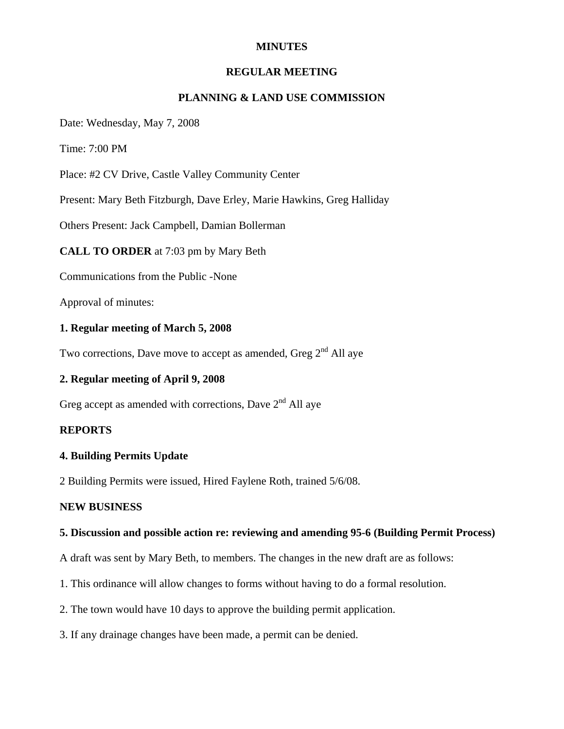**MINUTES**

**REGULAR MEETING**

**PLANNING & LAND USE COMMISSION**

Date: Wednesday, May 7, 2008

Time: 7:00 PM

Place: #2 CV Drive, Castle Valley Community Center

Present: Mary Beth Fitzburgh, Dave Erley, Marie Hawkins, Greg Halliday

Others Present: Jack Campbell, Damian Bollerman

**CALL TO ORDER** at 7:03 pm by Mary Beth

Communications from the Public -None

Approval of minutes:

**1. Regular meeting of March 5, 2008**

Two corrections, Dave move to accept as amended, Greg 2nd All aye

**2. Regular meeting of April 9, 2008**

Greg accept as amended with corrections, Dave 2nd All aye

**REPORTS**

**4. Building Permits Update**

2 Building Permits were issued, Hired Faylene Roth, trained 5/6/08.

**NEW BUSINESS**

**5. Discussion and possible action re: reviewing and amending 95-6 (Building Permit Process)**

A draft was sent by Mary Beth, to members. The changes in the new draft are as follows:

1. This ordinance will allow changes to forms without having to do a formal resolution.

2. The town would have 10 days to approve the building permit application.

3. If any drainage changes have been made, a permit can be denied.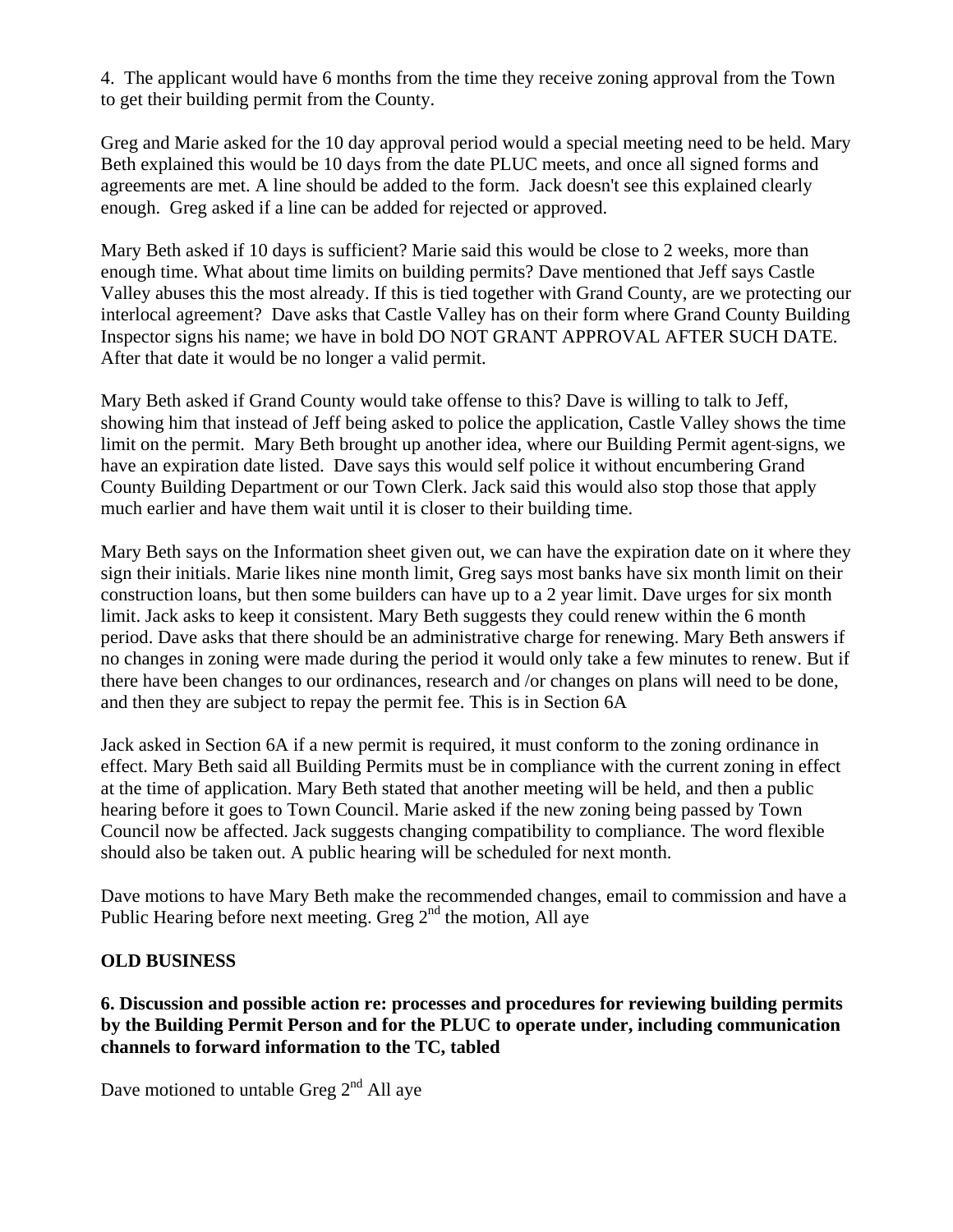4. The applicant would have 6 months from the time they receive zoning approval from the Town to get their building permit from the County.

Greg and Marie asked for the 10 day approval period would a special meeting need to be held. Mary Beth explained this would be 10 days from the date PLUC meets, and once all signed forms and agreements are met. A line should be added to the form. Jack doesn't see this explained clearly enough. Greg asked if a line can be added for rejected or approved.

Mary Beth asked if 10 days is sufficient? Marie said this would be close to 2 weeks, more than enough time. What about time limits on building permits? Dave mentioned that Jeff says Castle Valley abuses this the most already. If this is tied together with Grand County, are we protecting our interlocal agreement? Dave asks that Castle Valley has on their form where Grand County Building Inspector signs his name; we have in bold DO NOT GRANT APPROVAL AFTER SUCH DATE. After that date it would be no longer a valid permit.

Mary Beth asked if Grand County would take offense to this? Dave is willing to talk to Jeff, showing him that instead of Jeff being asked to police the application, Castle Valley shows the time limit on the permit. Mary Beth brought up another idea, where our Building Permit agent signs, we have an expiration date listed. Dave says this would self police it without encumbering Grand County Building Department or our Town Clerk. Jack said this would also stop those that apply much earlier and have them wait until it is closer to their building time.

Mary Beth says on the Information sheet given out, we can have the expiration date on it where they sign their initials. Marie likes nine month limit, Greg says most banks have six month limit on their construction loans, but then some builders can have up to a 2 year limit. Dave urges for six month limit. Jack asks to keep it consistent. Mary Beth suggests they could renew within the 6 month period. Dave asks that there should be an administrative charge for renewing. Mary Beth answers if no changes in zoning were made during the period it would only take a few minutes to renew. But if there have been changes to our ordinances, research and /or changes on plans will need to be done, and then they are subject to repay the permit fee. This is in Section 6A

Jack asked in Section 6A if a new permit is required, it must conform to the zoning ordinance in effect. Mary Beth said all Building Permits must be in compliance with the current zoning in effect at the time of application. Mary Beth stated that another meeting will be held, and then a public hearing before it goes to Town Council. Marie asked if the new zoning being passed by Town Council now be affected. Jack suggests changing compatibility to compliance. The word flexible should also be taken out. A public hearing will be scheduled for next month.

Dave motions to have Mary Beth make the recommended changes, email to commission and have a Public Hearing before next meeting. Greg 2nd the motion, All aye

**OLD BUSINESS**

**6. Discussion and possible action re: processes and procedures for reviewing building permits by the Building Permit Person and for the PLUC to operate under, including communication channels to forward information to the TC, tabled**

Dave motioned to untable Greg 2nd All aye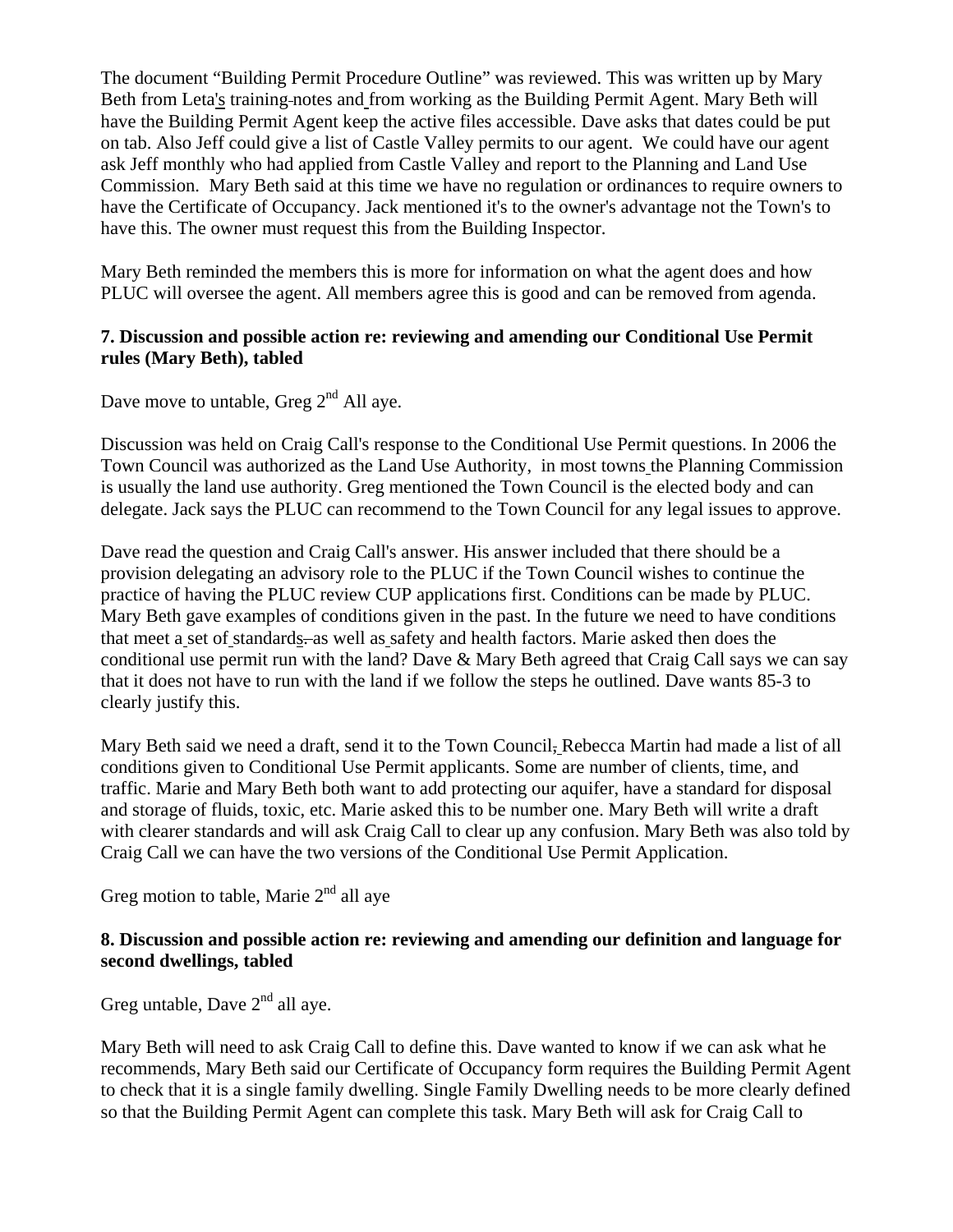The document "Building Permit Procedure Outline" was reviewed. This was written up by Mary Beth from Leta's training notes and from working as the Building Permit Agent. Mary Beth will have the Building Permit Agent keep the active files accessible. Dave asks that dates could be put on tab. Also Jeff could give a list of Castle Valley permits to our agent. We could have our agent ask Jeff monthly who had applied from Castle Valley and report to the Planning and Land Use Commission. Mary Beth said at this time we have no regulation or ordinances to require owners to have the Certificate of Occupancy. Jack mentioned it's to the owner's advantage not the Town's to have this. The owner must request this from the Building Inspector.

Mary Beth reminded the members this is more for information on what the agent does and how PLUC will oversee the agent. All members agree this is good and can be removed from agenda.

**7. Discussion and possible action re: reviewing and amending our Conditional Use Permit rules (Mary Beth), tabled**

Dave move to untable, Greg 2nd All aye.

Discussion was held on Craig Call's response to the Conditional Use Permit questions. In 2006 the Town Council was authorized as the Land Use Authority, in most towns the Planning Commission is usually the land use authority. Greg mentioned the Town Council is the elected body and can delegate. Jack says the PLUC can recommend to the Town Council for any legal issues to approve.

Dave read the question and Craig Call's answer. His answer included that there should be a provision delegating an advisory role to the PLUC if the Town Council wishes to continue the practice of having the PLUC review CUP applications first. Conditions can be made by PLUC. Mary Beth gave examples of conditions given in the past. In the future we need to have conditions that meet a set of standards. as well as safety and health factors. Marie asked then does the conditional use permit run with the land? Dave & Mary Beth agreed that Craig Call says we can say that it does not have to run with the land if we follow the steps he outlined. Dave wants 85-3 to clearly justify this.

Mary Beth said we need a draft, send it to the Town Council, Rebecca Martin had made a list of all conditions given to Conditional Use Permit applicants. Some are number of clients, time, and traffic. Marie and Mary Beth both want to add protecting our aquifer, have a standard for disposal and storage of fluids, toxic, etc. Marie asked this to be number one. Mary Beth will write a draft with clearer standards and will ask Craig Call to clear up any confusion. Mary Beth was also told by Craig Call we can have the two versions of the Conditional Use Permit Application.

Greg motion to table, Marie 2nd all aye

**8. Discussion and possible action re: reviewing and amending our definition and language for second dwellings, tabled**

Greg untable, Dave 2nd all aye.

Mary Beth will need to ask Craig Call to define this. Dave wanted to know if we can ask what he recommends, Mary Beth said our Certificate of Occupancy form requires the Building Permit Agent to check that it is a single family dwelling. Single Family Dwelling needs to be more clearly defined so that the Building Permit Agent can complete this task. Mary Beth will ask for Craig Call to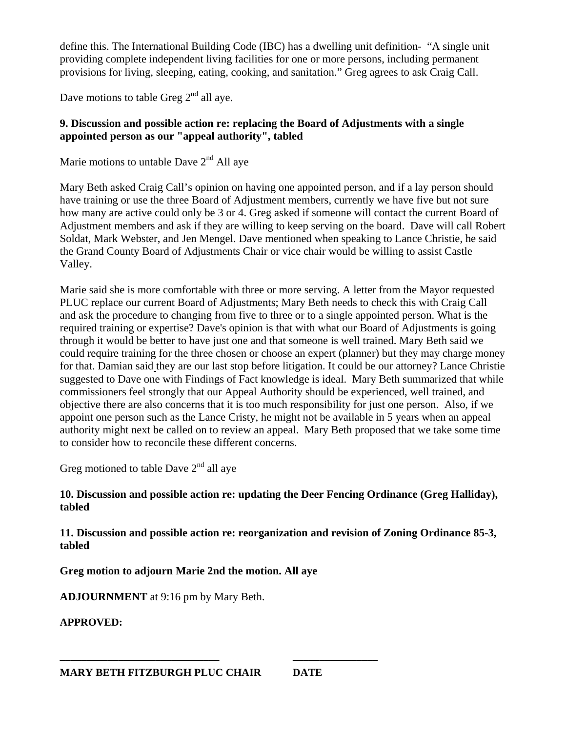define this. The International Building Code (IBC) has a dwelling unit definition- "A single unit providing complete independent living facilities for one or more persons, including permanent provisions for living, sleeping, eating, cooking, and sanitation." Greg agrees to ask Craig Call.

Dave motions to table Greg 2nd all aye.

**9. Discussion and possible action re: replacing the Board of Adjustments with a single appointed person as our "appeal authority", tabled**

Marie motions to untable Dave 2nd All aye

Mary Beth asked Craig Call's opinion on having one appointed person, and if a lay person should have training or use the three Board of Adjustment members, currently we have five but not sure how many are active could only be 3 or 4. Greg asked if someone will contact the current Board of Adjustment members and ask if they are willing to keep serving on the board. Dave will call Robert Soldat, Mark Webster, and Jen Mengel. Dave mentioned when speaking to Lance Christie, he said the Grand County Board of Adjustments Chair or vice chair would be willing to assist Castle Valley.

Marie said she is more comfortable with three or more serving. A letter from the Mayor requested PLUC replace our current Board of Adjustments; Mary Beth needs to check this with Craig Call and ask the procedure to changing from five to three or to a single appointed person. What is the required training or expertise? Dave's opinion is that with what our Board of Adjustments is going through it would be better to have just one and that someone is well trained. Mary Beth said we could require training for the three chosen or choose an expert (planner) but they may charge money for that. Damian said they are our last stop before litigation. It could be our attorney? Lance Christie suggested to Dave one with Findings of Fact knowledge is ideal. Mary Beth summarized that while commissioners feel strongly that our Appeal Authority should be experienced, well trained, and objective there are also concerns that it is too much responsibility for just one person. Also, if we appoint one person such as the Lance Cristy, he might not be available in 5 years when an appeal authority might next be called on to review an appeal. Mary Beth proposed that we take some time to consider how to reconcile these different concerns.

Greg motioned to table Dave 2nd all aye

**10. Discussion and possible action re: updating the Deer Fencing Ordinance (Greg Halliday), tabled**

**11. Discussion and possible action re: reorganization and revision of Zoning Ordinance 85-3, tabled**

**Greg motion to adjourn Marie 2nd the motion. All aye**

**ADJOURNMENT** at 9:16 pm by Mary Beth.

**APPROVED:**

______________________________ ________________

**MARY BETH FITZBURGH PLUC CHAIR DATE**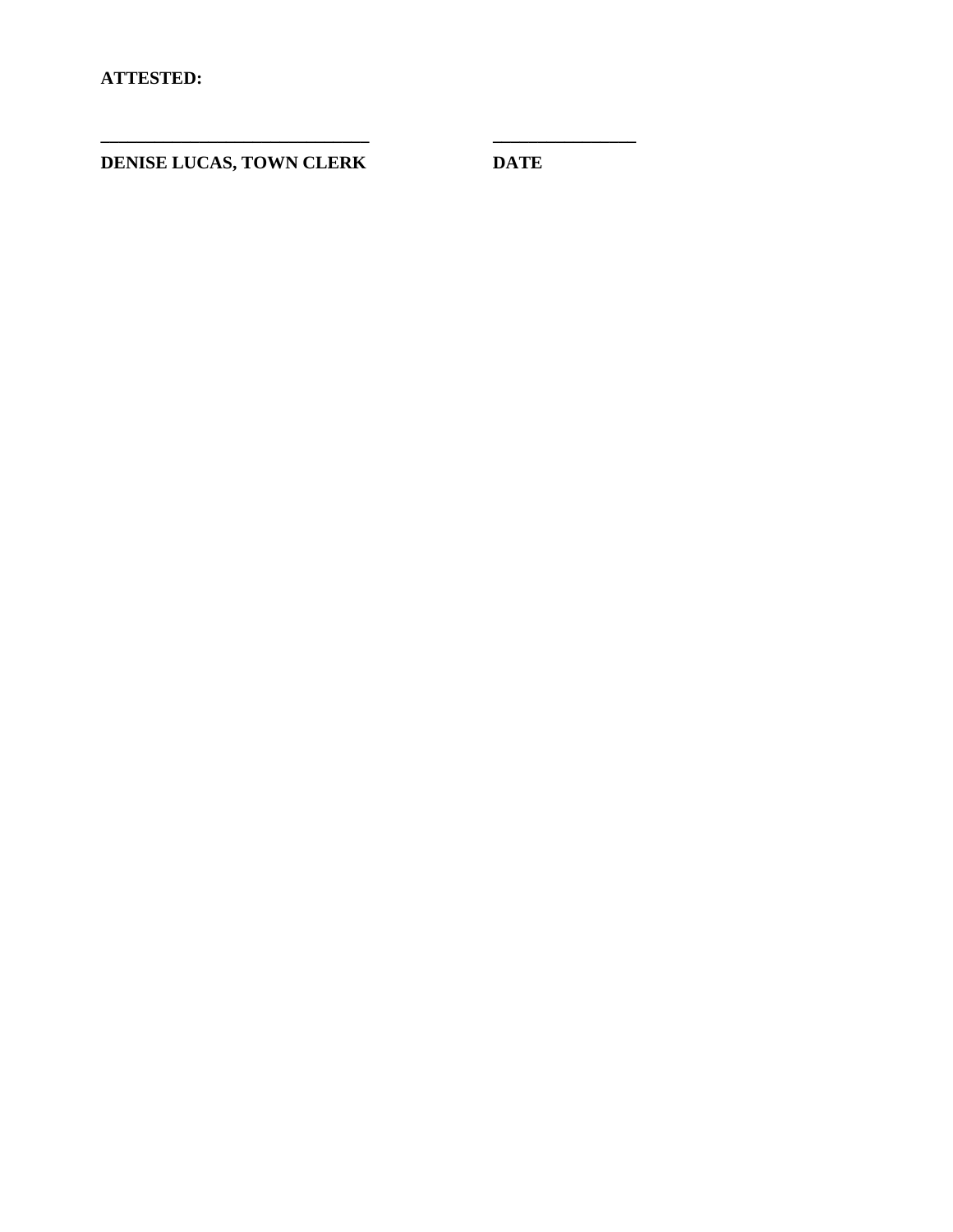**ATTESTED:**

**______________________________ ________________**

**DENISE LUCAS, TOWN CLERK DATE**